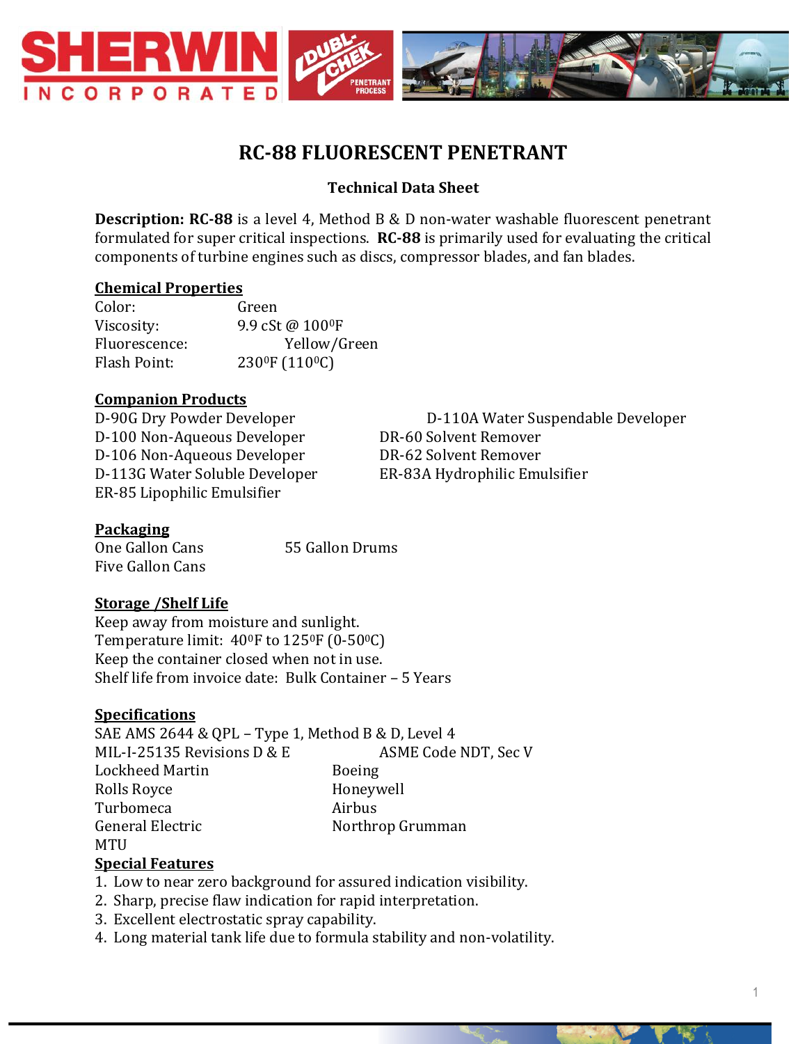# RC-88 FLUORESCENT PENETRANT

### Technical Data Sheet

**Description: RC-88** is a level 4, Method B & D non-water washable fluorescent penetrant formulated for super critical inspections. **RC-88** is primarily used for evaluating the critical components of turbine engines such as discs, compressor blades, and fan blades.

## Chemical Properties

Color: Green
Viscosity: 9.9 cSt @ $100^{0}$F
Fluorescence: Yellow/Green
Flash Point: $230^{0}$F ($110^{0}$C)

## Companion Products

D-90G Dry Powder Developer
D-100 Non-Aqueous Developer
D-106 Non-Aqueous Developer
D-113G Water Soluble Developer
ER-85 Lipophilic Emulsifier
D-110A Water Suspendable Developer
DR-60 Solvent Remover
DR-62 Solvent Remover
ER-83A Hydrophilic Emulsifier

## Packaging

One Gallon Cans
Five Gallon Cans
55 Gallon Drums

## Storage /Shelf Life

Keep away from moisture and sunlight.
Temperature limit: $40^{0}$F to $125^{0}$F (0-$50^{0}$C)
Keep the container closed when not in use.
Shelf life from invoice date: Bulk Container – 5 Years

## Specifications

SAE AMS 2644 & QPL – Type 1, Method B & D, Level 4
MIL-I-25135 Revisions D & E
ASME Code NDT, Sec V
Lockheed Martin
Boeing
Rolls Royce
Honeywell
Turbomeca
Airbus
General Electric
Northrop Grumman
MTU

## Special Features

1. Low to near zero background for assured indication visibility.
2. Sharp, precise flaw indication for rapid interpretation.
3. Excellent electrostatic spray capability.
4. Long material tank life due to formula stability and non-volatility.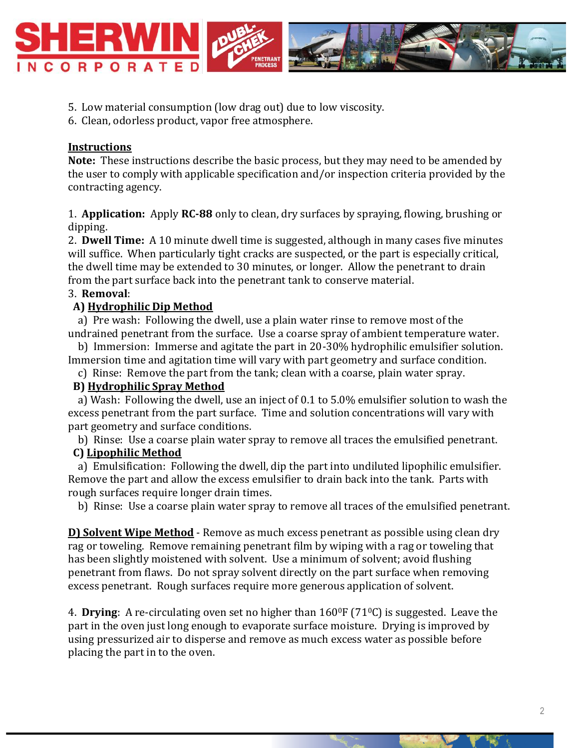5. Low material consumption (low drag out) due to low viscosity.
6. Clean, odorless product, vapor free atmosphere.

## Instructions

**Note:** These instructions describe the basic process, but they may need to be amended by the user to comply with applicable specification and/or inspection criteria provided by the contracting agency.

1. **Application:** Apply **RC-88** only to clean, dry surfaces by spraying, flowing, brushing or dipping.
2. **Dwell Time:** A 10 minute dwell time is suggested, although in many cases five minutes will suffice. When particularly tight cracks are suspected, or the part is especially critical, the dwell time may be extended to 30 minutes, or longer. Allow the penetrant to drain from the part surface back into the penetrant tank to conserve material.
3. **Removal**:

**A) Hydrophilic Dip Method**

a) Pre wash: Following the dwell, use a plain water rinse to remove most of the undrained penetrant from the surface. Use a coarse spray of ambient temperature water.

b) Immersion: Immerse and agitate the part in 20-30% hydrophilic emulsifier solution. Immersion time and agitation time will vary with part geometry and surface condition.

c) Rinse: Remove the part from the tank; clean with a coarse, plain water spray.

**B) Hydrophilic Spray Method**

a) Wash: Following the dwell, use an inject of 0.1 to 5.0% emulsifier solution to wash the excess penetrant from the part surface. Time and solution concentrations will vary with part geometry and surface conditions.

b) Rinse: Use a coarse plain water spray to remove all traces the emulsified penetrant.

**C) Lipophilic Method**

a) Emulsification: Following the dwell, dip the part into undiluted lipophilic emulsifier. Remove the part and allow the excess emulsifier to drain back into the tank. Parts with rough surfaces require longer drain times.

b) Rinse: Use a coarse plain water spray to remove all traces of the emulsified penetrant.

**D) Solvent Wipe Method** - Remove as much excess penetrant as possible using clean dry rag or toweling. Remove remaining penetrant film by wiping with a rag or toweling that has been slightly moistened with solvent. Use a minimum of solvent; avoid flushing penetrant from flaws. Do not spray solvent directly on the part surface when removing excess penetrant. Rough surfaces require more generous application of solvent.

4. **Drying**: A re-circulating oven set no higher than 160$^0$F (71$^0$C) is suggested. Leave the part in the oven just long enough to evaporate surface moisture. Drying is improved by using pressurized air to disperse and remove as much excess water as possible before placing the part in to the oven.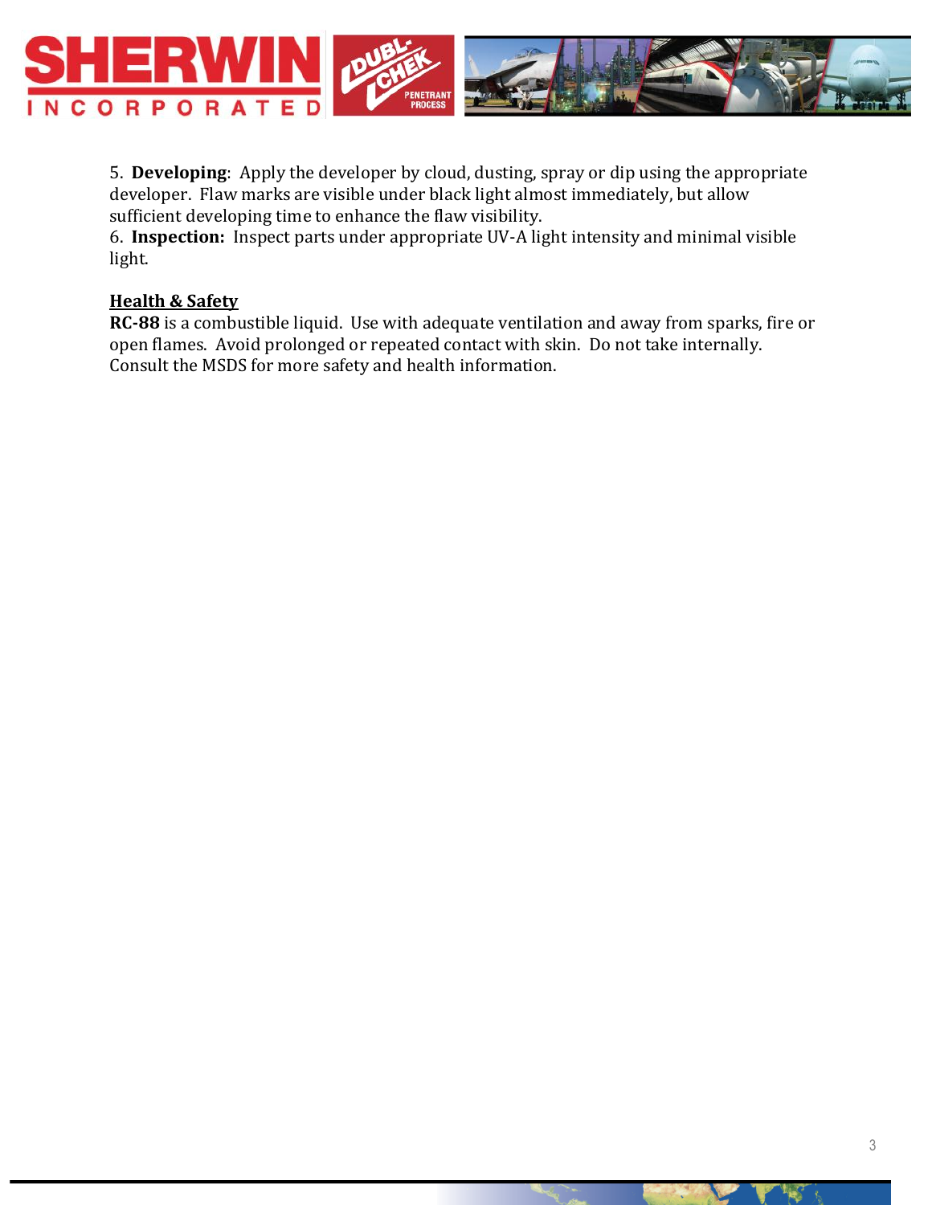5. **Developing**: Apply the developer by cloud, dusting, spray or dip using the appropriate developer. Flaw marks are visible under black light almost immediately, but allow sufficient developing time to enhance the flaw visibility.
6. **Inspection:** Inspect parts under appropriate UV-A light intensity and minimal visible light.

**Health & Safety**

**RC-88** is a combustible liquid. Use with adequate ventilation and away from sparks, fire or open flames. Avoid prolonged or repeated contact with skin. Do not take internally. Consult the MSDS for more safety and health information.